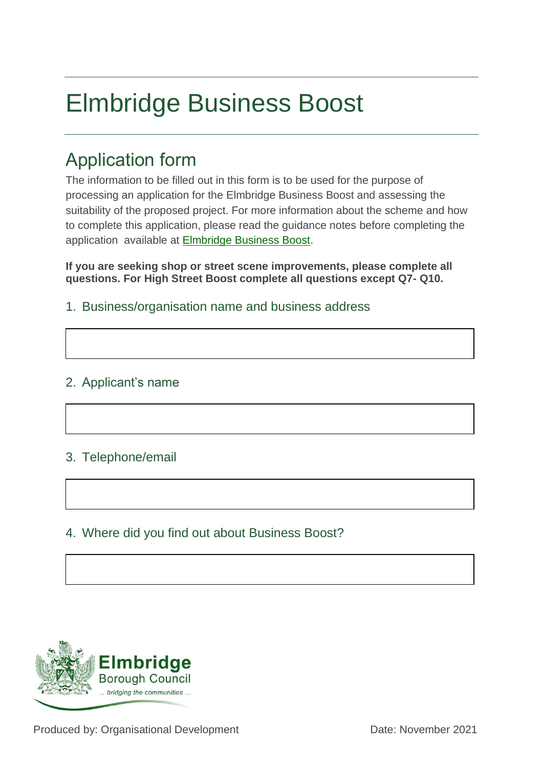# Elmbridge Business Boost

## Application form

The information to be filled out in this form is to be used for the purpose of processing an application for the Elmbridge Business Boost and assessing the suitability of the proposed project. For more information about the scheme and how to complete this application, please read the guidance notes before completing the application available at Elmbridge Business Boost.

**If you are seeking shop or street scene improvements, please complete all questions. For High Street Boost complete all questions except Q7- Q10.**

### 1. Business/organisation name and business address

### 2. Applicant's name

### 3. Telephone/email

### 4. Where did you find out about Business Boost?

Produced by: Organisational Development

Date: November 2021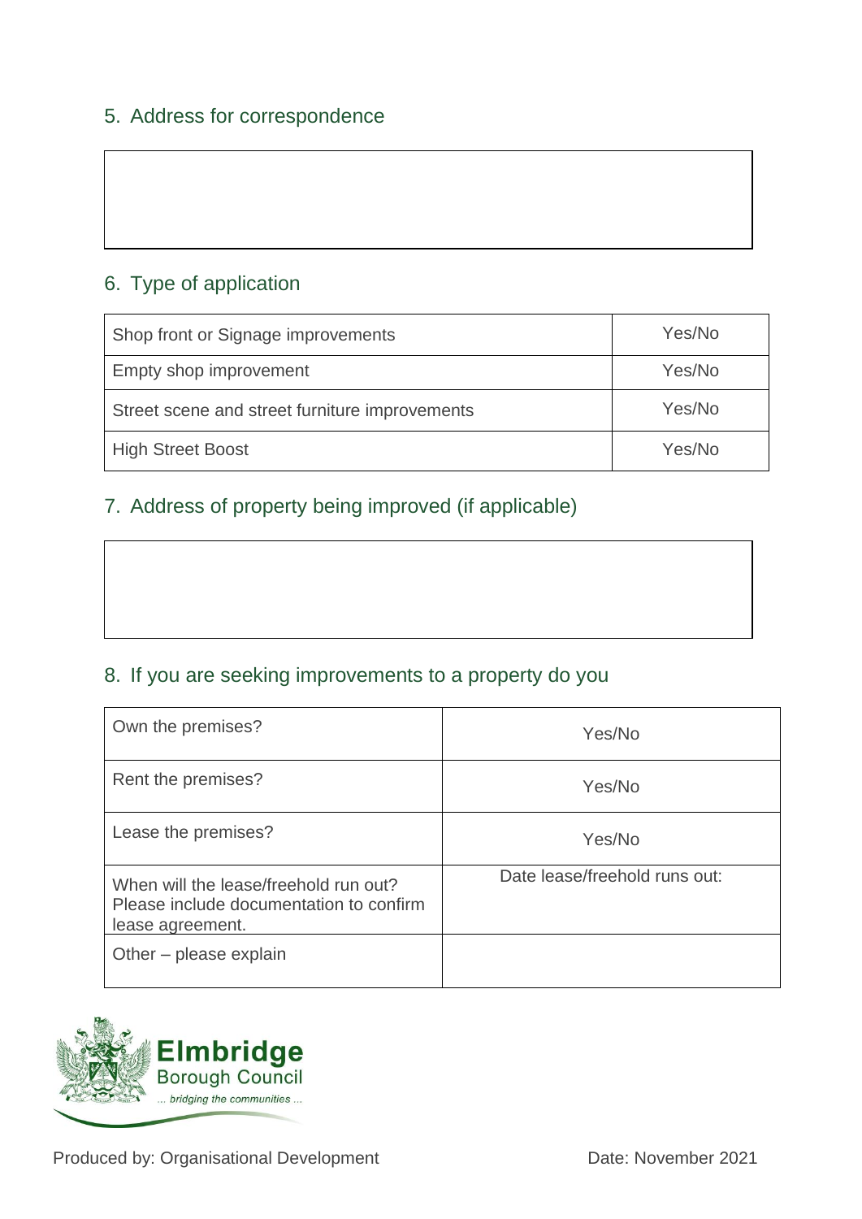## 5. Address for correspondence

| |
|---|
| |

## 6. Type of application

| | |
|---|---|
| Shop front or Signage improvements | Yes/No |
| Empty shop improvement | Yes/No |
| Street scene and street furniture improvements | Yes/No |
| High Street Boost | Yes/No |

## 7. Address of property being improved (if applicable)

| |
|---|
| |

## 8. If you are seeking improvements to a property do you

| | |
|---|---|
| Own the premises? | Yes/No |
| Rent the premises? | Yes/No |
| Lease the premises? | Yes/No |
| When will the lease/freehold run out? Please include documentation to confirm lease agreement. | Date lease/freehold runs out: |
| Other – please explain | |

Produced by: Organisational Development

Date: November 2021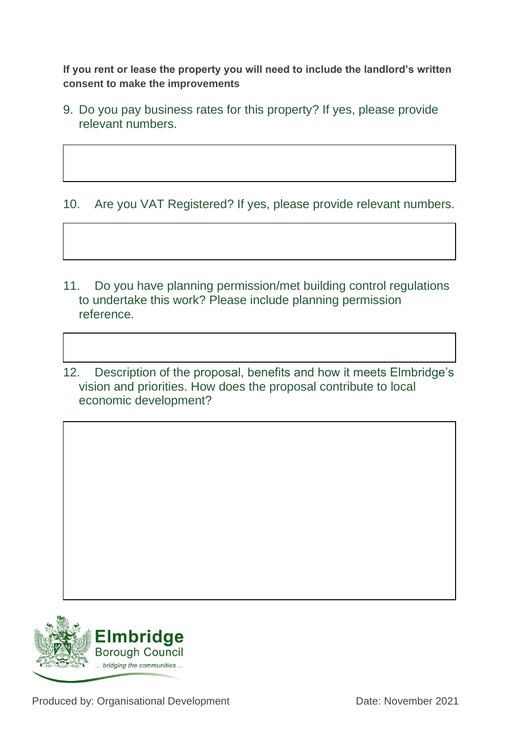**If you rent or lease the property you will need to include the landlord's written consent to make the improvements**

9. Do you pay business rates for this property? If yes, please provide relevant numbers.

10. Are you VAT Registered? If yes, please provide relevant numbers.

11. Do you have planning permission/met building control regulations to undertake this work? Please include planning permission reference.

12. Description of the proposal, benefits and how it meets Elmbridge's vision and priorities. How does the proposal contribute to local economic development?

Elmbridge Borough Council
... bridging the communities ...

Produced by: Organisational Development

Date: November 2021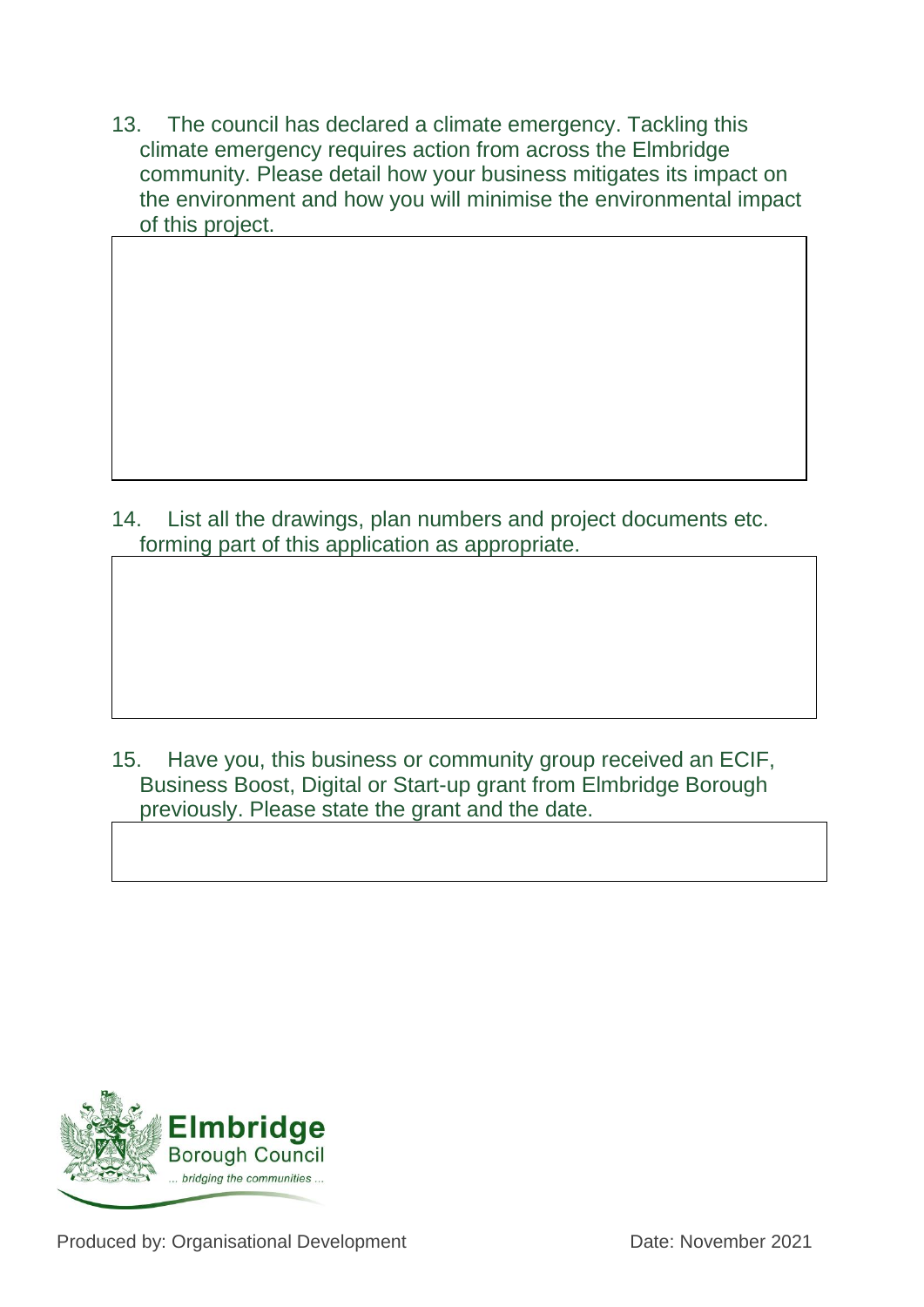13. The council has declared a climate emergency. Tackling this climate emergency requires action from across the Elmbridge community. Please detail how your business mitigates its impact on the environment and how you will minimise the environmental impact of this project.

| |
|---|
| |

14. List all the drawings, plan numbers and project documents etc. forming part of this application as appropriate.

| |
|---|
| |

15. Have you, this business or community group received an ECIF, Business Boost, Digital or Start-up grant from Elmbridge Borough previously. Please state the grant and the date.

| |
|---|
| |

**Elmbridge** Borough Council
*... bridging the communities ...*

Produced by: Organisational Development Date: November 2021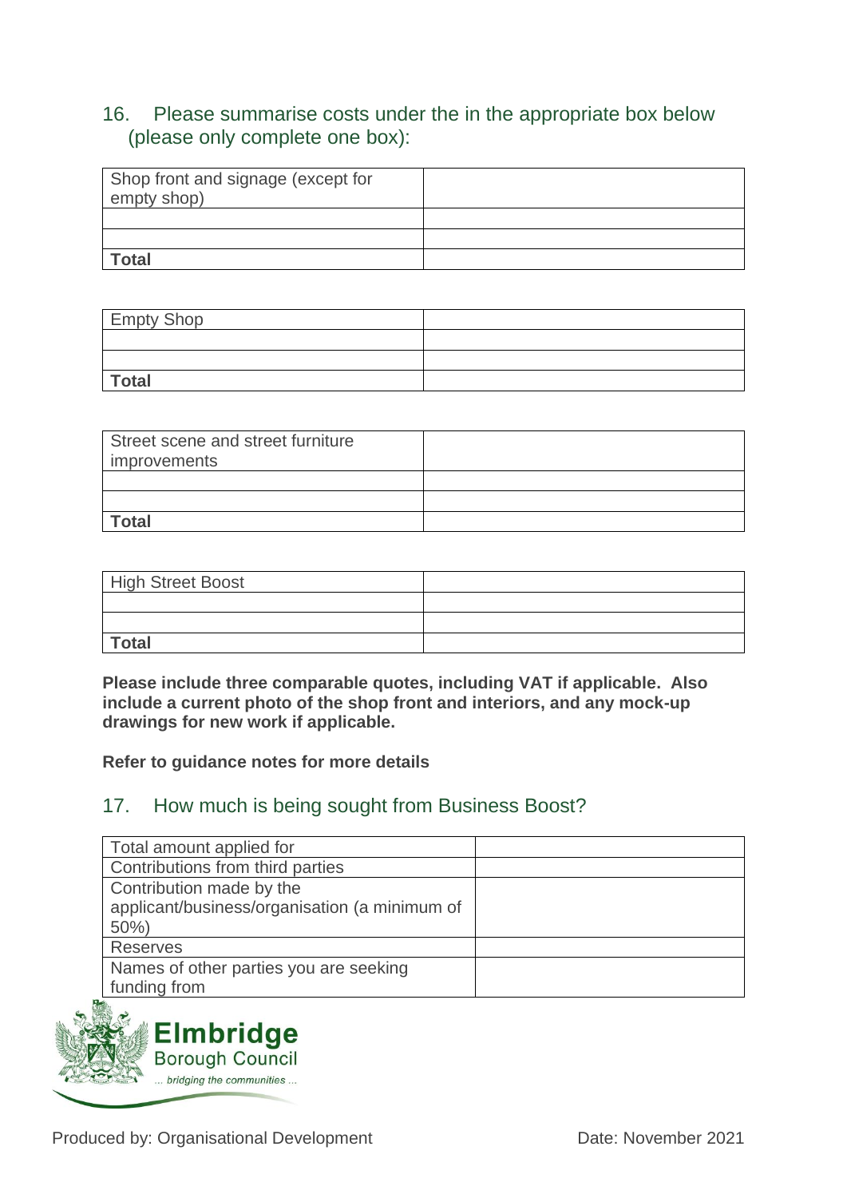## 16. Please summarise costs under the in the appropriate box below (please only complete one box):

| Shop front and signage (except for empty shop) | |
|---|---|
| | |
| | |
| **Total** | |

| Empty Shop | |
|---|---|
| | |
| | |
| **Total** | |

| Street scene and street furniture improvements | |
|---|---|
| | |
| | |
| **Total** | |

| High Street Boost | |
|---|---|
| | |
| | |
| **Total** | |

**Please include three comparable quotes, including VAT if applicable. Also include a current photo of the shop front and interiors, and any mock-up drawings for new work if applicable.**

**Refer to guidance notes for more details**

## 17. How much is being sought from Business Boost?

| Total amount applied for | |
|---|---|
| Contributions from third parties | |
| Contribution made by the applicant/business/organisation (a minimum of 50%) | |
| Reserves | |
| Names of other parties you are seeking funding from | |

Elmbridge Borough Council
... bridging the communities ...

Produced by: Organisational Development Date: November 2021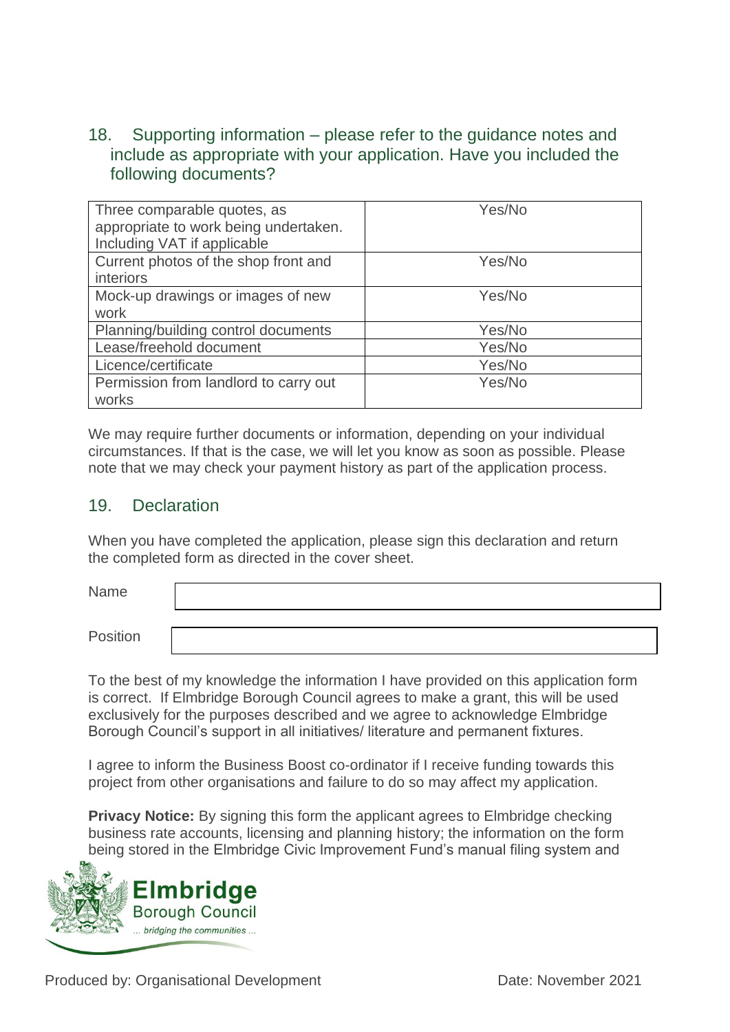## 18. Supporting information – please refer to the guidance notes and include as appropriate with your application. Have you included the following documents?

| | |
|---|---|
| Three comparable quotes, as appropriate to work being undertaken. Including VAT if applicable | Yes/No |
| Current photos of the shop front and interiors | Yes/No |
| Mock-up drawings or images of new work | Yes/No |
| Planning/building control documents | Yes/No |
| Lease/freehold document | Yes/No |
| Licence/certificate | Yes/No |
| Permission from landlord to carry out works | Yes/No |

We may require further documents or information, depending on your individual circumstances. If that is the case, we will let you know as soon as possible. Please note that we may check your payment history as part of the application process.

## 19. Declaration

When you have completed the application, please sign this declaration and return the completed form as directed in the cover sheet.

Name

Position

To the best of my knowledge the information I have provided on this application form is correct. If Elmbridge Borough Council agrees to make a grant, this will be used exclusively for the purposes described and we agree to acknowledge Elmbridge Borough Council's support in all initiatives/ literature and permanent fixtures.

I agree to inform the Business Boost co-ordinator if I receive funding towards this project from other organisations and failure to do so may affect my application.

**Privacy Notice:** By signing this form the applicant agrees to Elmbridge checking business rate accounts, licensing and planning history; the information on the form being stored in the Elmbridge Civic Improvement Fund's manual filing system and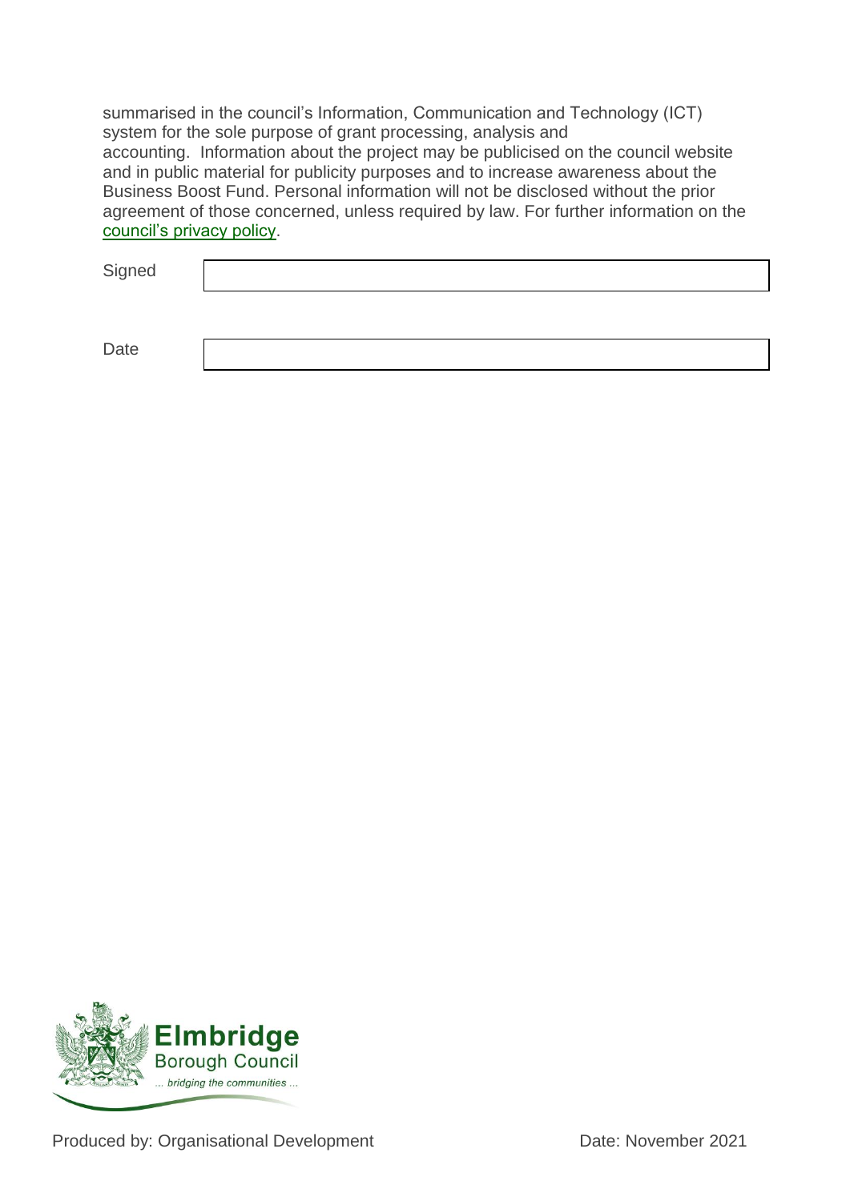summarised in the council's Information, Communication and Technology (ICT) system for the sole purpose of grant processing, analysis and accounting. Information about the project may be publicised on the council website and in public material for publicity purposes and to increase awareness about the Business Boost Fund. Personal information will not be disclosed without the prior agreement of those concerned, unless required by law. For further information on the council's privacy policy.

| | |
|---|---|
| Signed | |
| Date | |

Elmbridge Borough Council

... bridging the communities ...

Produced by: Organisational Development

Date: November 2021